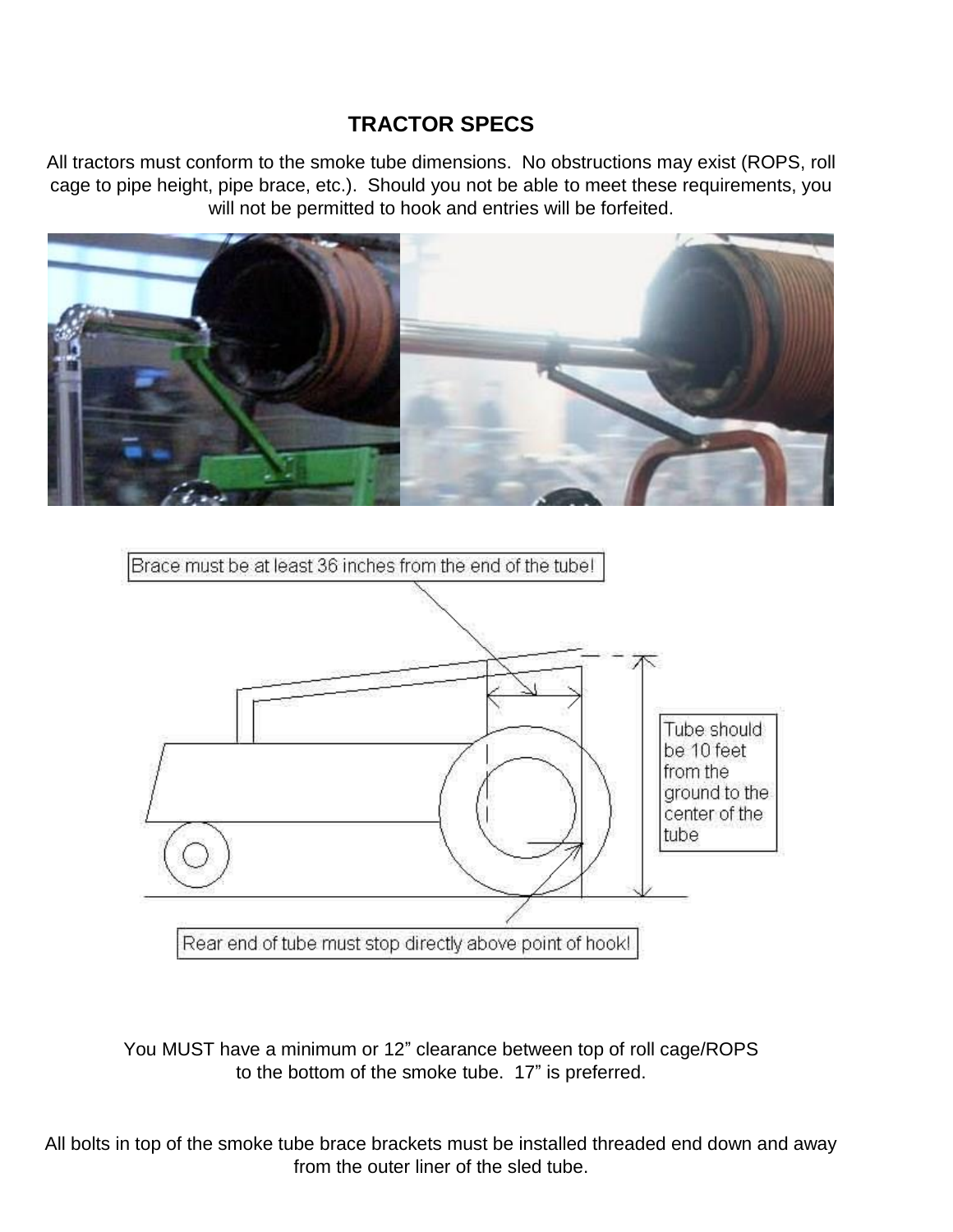# TRACTOR SPECS

All tractors must conform to the smoke tube dimensions. No obstructions may exist (ROPS, roll cage to pipe height, pipe brace, etc.). Should you not be able to meet these requirements, you will not be permitted to hook and entries will be forfeited.

Brace must be at least 36 inches from the end of the tube!

Tube should be 10 feet from the ground to the center of the tube

Rear end of tube must stop directly above point of hook!

You MUST have a minimum or 12" clearance between top of roll cage/ROPS to the bottom of the smoke tube. 17" is preferred.

All bolts in top of the smoke tube brace brackets must be installed threaded end down and away from the outer liner of the sled tube.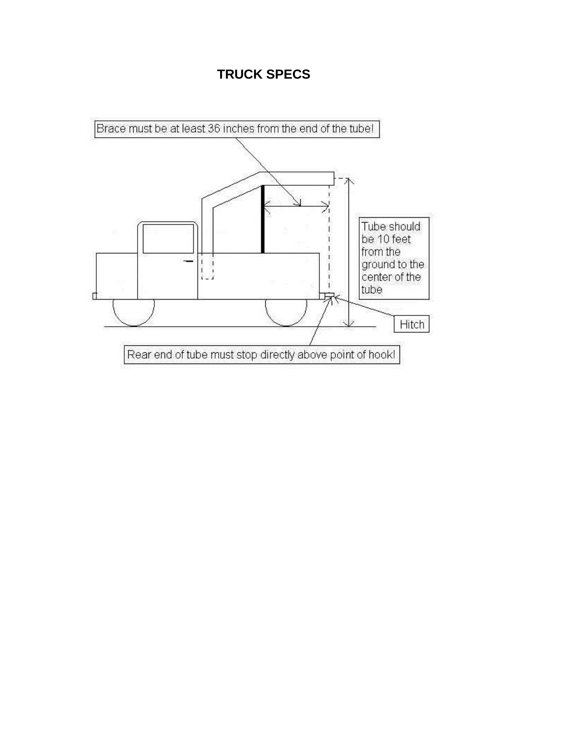# TRUCK SPECS

Brace must be at least 36 inches from the end of the tube!

Tube should be 10 feet from the ground to the center of the tube

Hitch

Rear end of tube must stop directly above point of hook!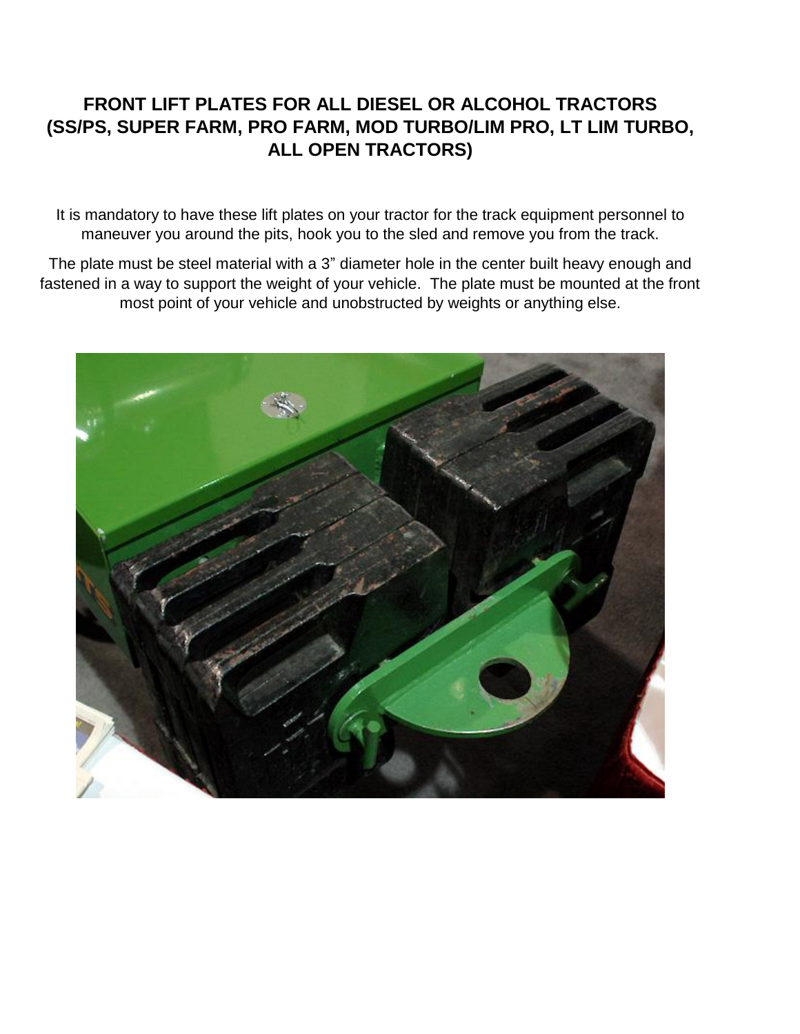# FRONT LIFT PLATES FOR ALL DIESEL OR ALCOHOL TRACTORS (SS/PS, SUPER FARM, PRO FARM, MOD TURBO/LIM PRO, LT LIM TURBO, ALL OPEN TRACTORS)

It is mandatory to have these lift plates on your tractor for the track equipment personnel to maneuver you around the pits, hook you to the sled and remove you from the track.

The plate must be steel material with a 3" diameter hole in the center built heavy enough and fastened in a way to support the weight of your vehicle. The plate must be mounted at the front most point of your vehicle and unobstructed by weights or anything else.